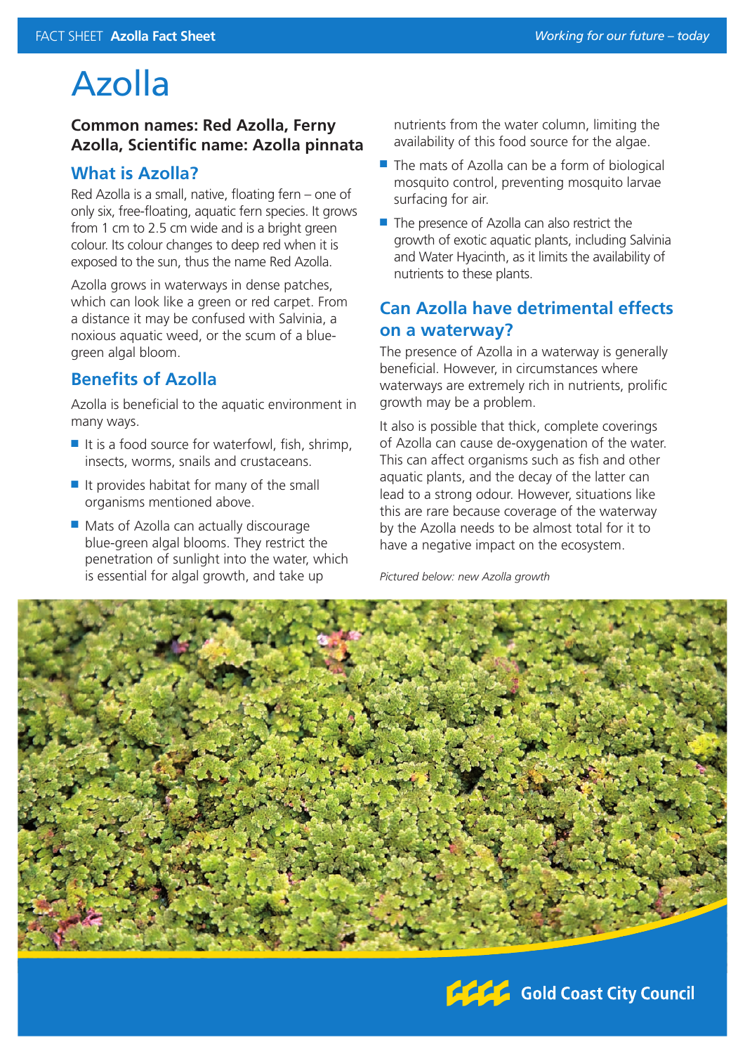# Azolla

**Common names: Red Azolla, Ferny Azolla, Scientific name: Azolla pinnata**

## What is Azolla?

Red Azolla is a small, native, floating fern – one of only six, free-floating, aquatic fern species. It grows from 1 cm to 2.5 cm wide and is a bright green colour. Its colour changes to deep red when it is exposed to the sun, thus the name Red Azolla.

Azolla grows in waterways in dense patches, which can look like a green or red carpet. From a distance it may be confused with Salvinia, a noxious aquatic weed, or the scum of a blue-green algal bloom.

## Benefits of Azolla

Azolla is beneficial to the aquatic environment in many ways.

- It is a food source for waterfowl, fish, shrimp, insects, worms, snails and crustaceans.
- It provides habitat for many of the small organisms mentioned above.
- Mats of Azolla can actually discourage blue-green algal blooms. They restrict the penetration of sunlight into the water, which is essential for algal growth, and take up nutrients from the water column, limiting the availability of this food source for the algae.
- The mats of Azolla can be a form of biological mosquito control, preventing mosquito larvae surfacing for air.
- The presence of Azolla can also restrict the growth of exotic aquatic plants, including Salvinia and Water Hyacinth, as it limits the availability of nutrients to these plants.

## Can Azolla have detrimental effects on a waterway?

The presence of Azolla in a waterway is generally beneficial. However, in circumstances where waterways are extremely rich in nutrients, prolific growth may be a problem.

It also is possible that thick, complete coverings of Azolla can cause de-oxygenation of the water. This can affect organisms such as fish and other aquatic plants, and the decay of the latter can lead to a strong odour. However, situations like this are rare because coverage of the waterway by the Azolla needs to be almost total for it to have a negative impact on the ecosystem.

*Pictured below: new Azolla growth*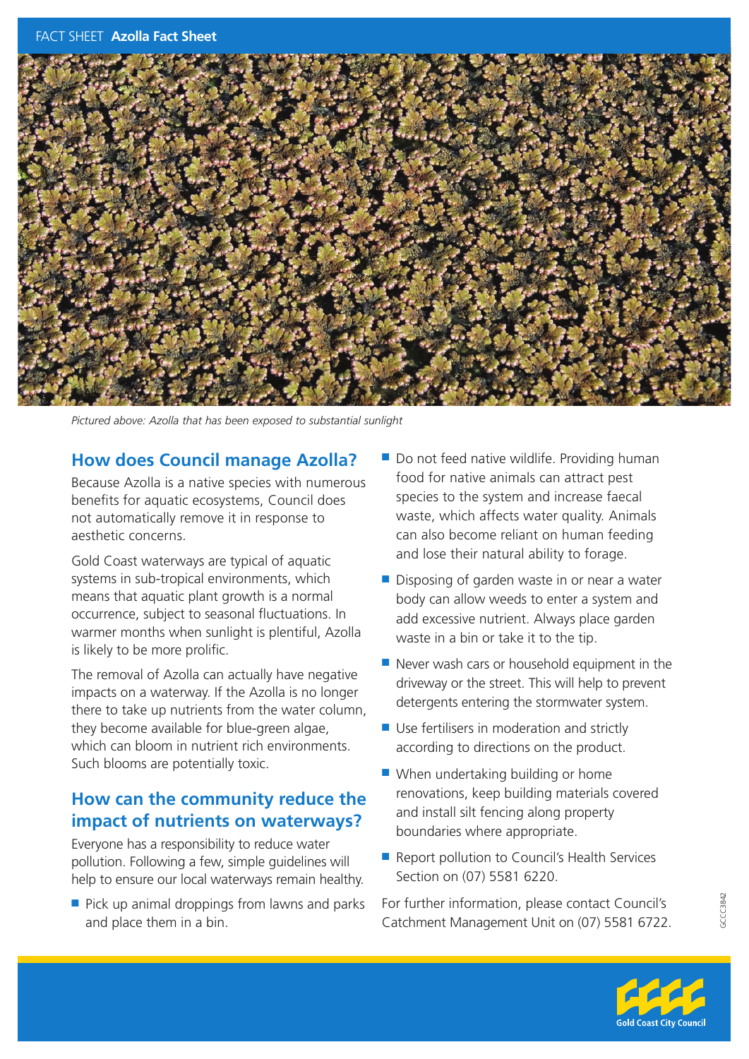FACT SHEET **Azolla Fact Sheet**

*Pictured above: Azolla that has been exposed to substantial sunlight*

## How does Council manage Azolla?

Because Azolla is a native species with numerous benefits for aquatic ecosystems, Council does not automatically remove it in response to aesthetic concerns.

Gold Coast waterways are typical of aquatic systems in sub-tropical environments, which means that aquatic plant growth is a normal occurrence, subject to seasonal fluctuations. In warmer months when sunlight is plentiful, Azolla is likely to be more prolific.

The removal of Azolla can actually have negative impacts on a waterway. If the Azolla is no longer there to take up nutrients from the water column, they become available for blue-green algae, which can bloom in nutrient rich environments. Such blooms are potentially toxic.

## How can the community reduce the impact of nutrients on waterways?

Everyone has a responsibility to reduce water pollution. Following a few, simple guidelines will help to ensure our local waterways remain healthy.

- Pick up animal droppings from lawns and parks and place them in a bin.
- Do not feed native wildlife. Providing human food for native animals can attract pest species to the system and increase faecal waste, which affects water quality. Animals can also become reliant on human feeding and lose their natural ability to forage.
- Disposing of garden waste in or near a water body can allow weeds to enter a system and add excessive nutrient. Always place garden waste in a bin or take it to the tip.
- Never wash cars or household equipment in the driveway or the street. This will help to prevent detergents entering the stormwater system.
- Use fertilisers in moderation and strictly according to directions on the product.
- When undertaking building or home renovations, keep building materials covered and install silt fencing along property boundaries where appropriate.
- Report pollution to Council's Health Services Section on (07) 5581 6220.

For further information, please contact Council's Catchment Management Unit on (07) 5581 6722.

GCCC3842

Gold Coast City Council